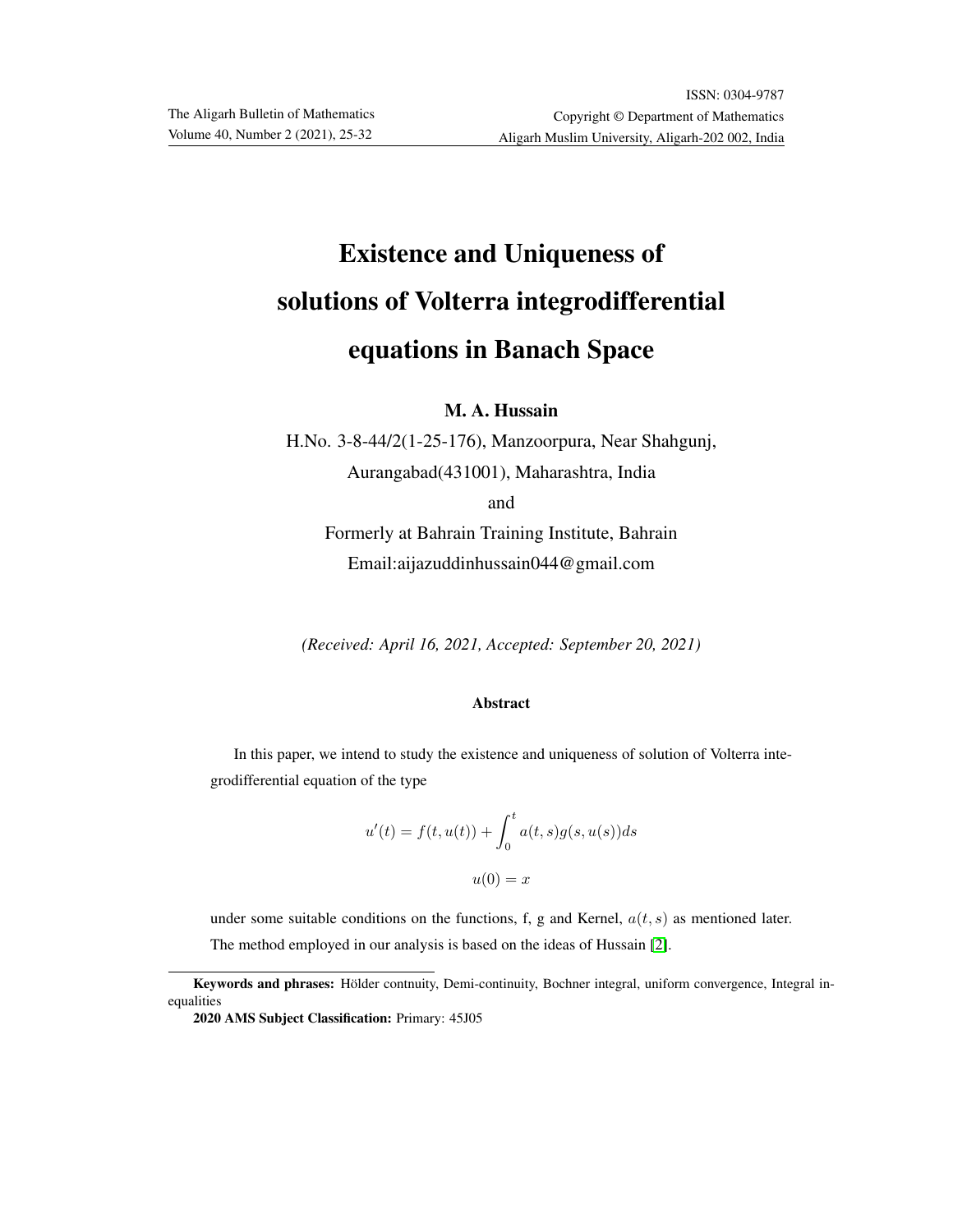# Existence and Uniqueness of solutions of Volterra integrodifferential equations in Banach Space

**M. A. Hussain**

H.No. 3-8-44/2(1-25-176), Manzoorpura, Near Shahgunj,
Aurangabad(431001), Maharashtra, India
and
Formerly at Bahrain Training Institute, Bahrain
Email:aijazuddinhussain044@gmail.com

*(Received: April 16, 2021, Accepted: September 20, 2021)*

### Abstract

In this paper, we intend to study the existence and uniqueness of solution of Volterra integrodifferential equation of the type

$$u'(t) = f(t, u(t)) + \int_0^t a(t,s)g(s, u(s))ds$$

$$u(0) = x$$

under some suitable conditions on the functions, f, g and Kernel, $a(t, s)$ as mentioned later. The method employed in our analysis is based on the ideas of Hussain [2].

**Keywords and phrases:** Hölder contnuity, Demi-continuity, Bochner integral, uniform convergence, Integral inequalities

**2020 AMS Subject Classification:** Primary: 45J05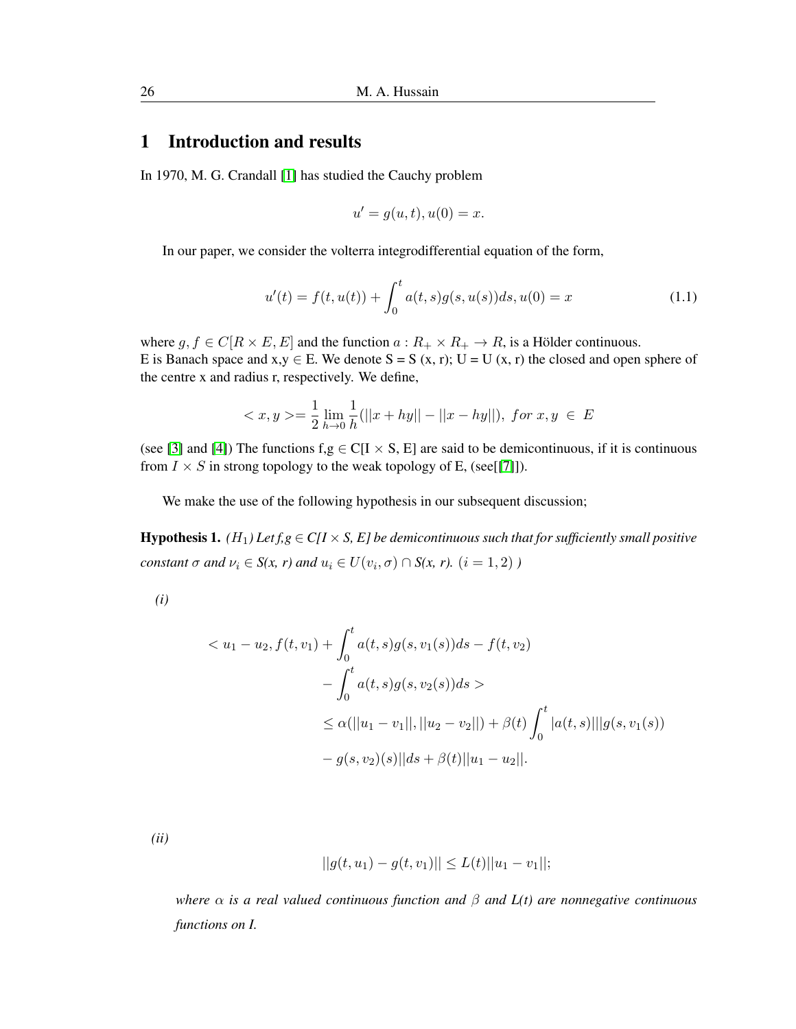## 1 Introduction and results

In 1970, M. G. Crandall [1] has studied the Cauchy problem

$$u' = g(u,t), u(0) = x.$$

In our paper, we consider the volterra integrodifferential equation of the form,

$$u'(t) = f(t, u(t)) + \int_0^t a(t,s)g(s,u(s))ds, u(0) = x \tag{1.1}$$

where $g, f \in C[R \times E, E]$ and the function $a : R_+ \times R_+ \to R$, is a Hölder continuous.
E is Banach space and x,y $\in$ E. We denote S = S (x, r); U = U (x, r) the closed and open sphere of the centre x and radius r, respectively. We define,

$$< x, y >= \frac{1}{2}\lim_{h\to 0}\frac{1}{h}(||x+hy|| - ||x-hy||),\ for\ x,y\ \in\ E$$

(see [3] and [4]) The functions f,g $\in$ C[I $\times$ S, E] are said to be demicontinuous, if it is continuous from $I \times S$ in strong topology to the weak topology of E, (see[[7]]).

We make the use of the following hypothesis in our subsequent discussion;

**Hypothesis 1.** *($H_1$) Let f,g $\in$ C[I $\times$ S, E] be demicontinuous such that for sufficiently small positive constant $\sigma$ and $\nu_i \in$ S(x, r) and $u_i \in U(v_i, \sigma) \cap$ S(x, r). $(i = 1, 2)$ )*

*(i)*

$$\begin{aligned}
< u_1 - u_2, f(t, v_1) &+ \int_0^t a(t,s)g(s,v_1(s))ds - f(t, v_2) \\
&- \int_0^t a(t,s)g(s,v_2(s))ds > \\
&\leq \alpha(||u_1 - v_1||, ||u_2 - v_2||) + \beta(t)\int_0^t |a(t,s)|||g(s, v_1(s)) \\
&- g(s, v_2)(s)||ds + \beta(t)||u_1 - u_2||.
\end{aligned}$$

*(ii)*

$$||g(t, u_1) - g(t, v_1)|| \leq L(t)||u_1 - v_1||;$$

*where $\alpha$ is a real valued continuous function and $\beta$ and L(t) are nonnegative continuous functions on I.*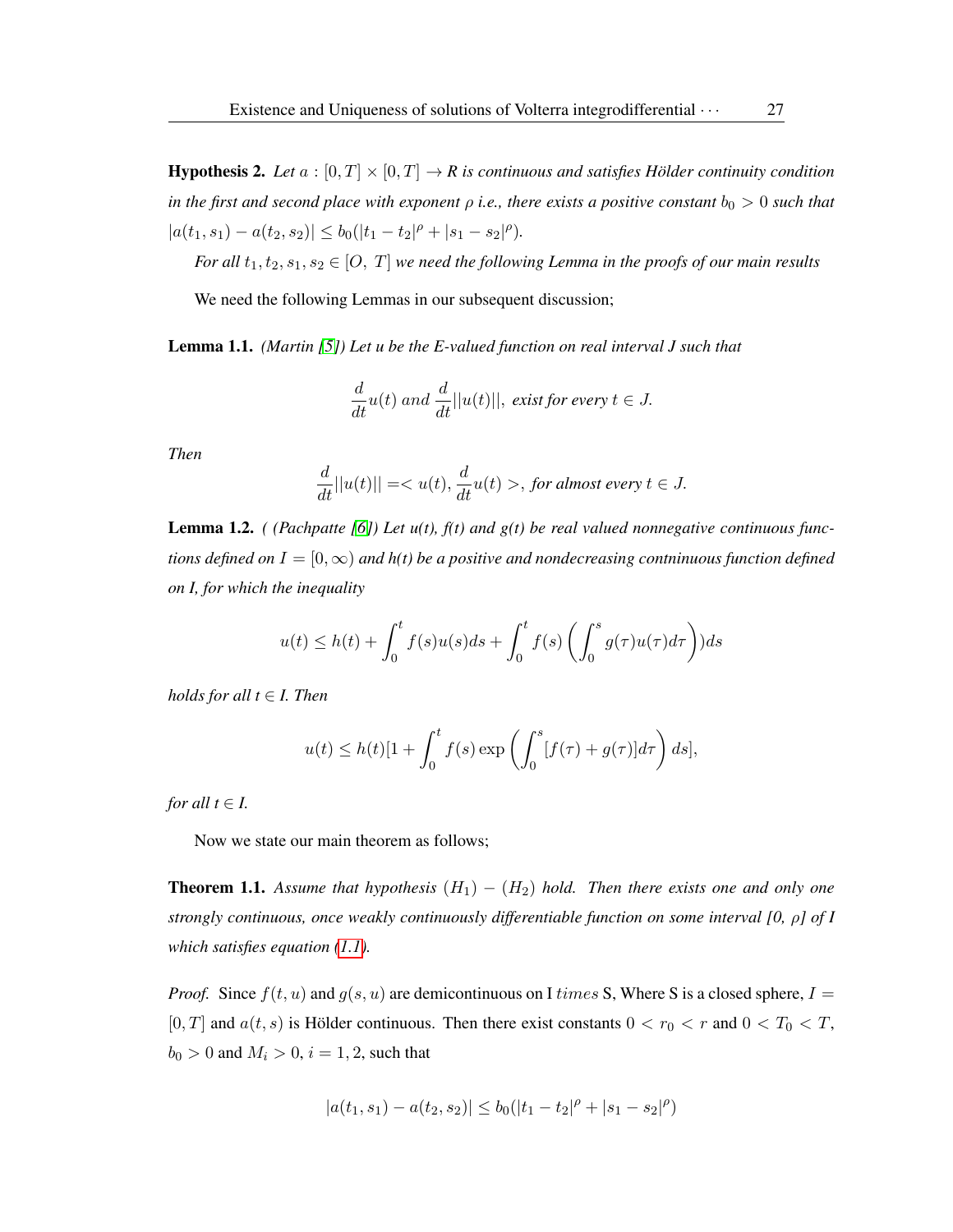**Hypothesis 2.** *Let $a : [0, T] \times [0, T] \to R$ is continuous and satisfies Hölder continuity condition in the first and second place with exponent $\rho$ i.e., there exists a positive constant $b_0 > 0$ such that $|a(t_1, s_1) - a(t_2, s_2)| \leq b_0(|t_1 - t_2|^\rho + |s_1 - s_2|^\rho)$.*

*For all $t_1, t_2, s_1, s_2 \in [O,\ T]$ we need the following Lemma in the proofs of our main results*

We need the following Lemmas in our subsequent discussion;

**Lemma 1.1.** *(Martin [5]) Let u be the E-valued function on real interval J such that*

$$\frac{d}{dt}u(t) \text{ and } \frac{d}{dt}||u(t)||, \text{ exist for every } t \in J.$$

*Then*

$$\frac{d}{dt}||u(t)|| =< u(t), \frac{d}{dt}u(t) >, \text{ for almost every } t \in J.$$

**Lemma 1.2.** *( (Pachpatte [6]) Let u(t), f(t) and g(t) be real valued nonnegative continuous functions defined on $I = [0, \infty)$ and h(t) be a positive and nondecreasing contninuous function defined on I, for which the inequality*

$$u(t) \leq h(t) + \int_0^t f(s)u(s)ds + \int_0^t f(s)\left(\int_0^s g(\tau)u(\tau)d\tau\right))ds$$

*holds for all $t \in I$. Then*

$$u(t) \leq h(t)[1 + \int_0^t f(s)\exp\left(\int_0^s [f(\tau) + g(\tau)]d\tau\right)ds],$$

*for all $t \in I$.*

Now we state our main theorem as follows;

**Theorem 1.1.** *Assume that hypothesis $(H_1) - (H_2)$ hold. Then there exists one and only one strongly continuous, once weakly continuously differentiable function on some interval [0, ρ] of I which satisfies equation (1.1).*

*Proof.* Since $f(t, u)$ and $g(s, u)$ are demicontinuous on I $times$ S, Where S is a closed sphere, $I = [0, T]$ and $a(t, s)$ is Hölder continuous. Then there exist constants $0 < r_0 < r$ and $0 < T_0 < T$, $b_0 > 0$ and $M_i > 0$, $i = 1, 2$, such that

$$|a(t_1, s_1) - a(t_2, s_2)| \leq b_0(|t_1 - t_2|^\rho + |s_1 - s_2|^\rho)$$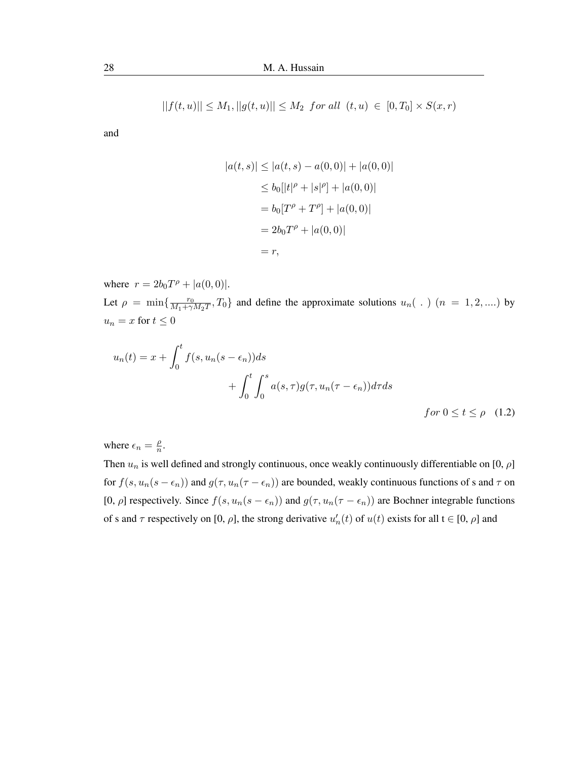$$||f(t,u)|| \leq M_1, ||g(t,u)|| \leq M_2 \;\; for\ all \;\; (t,u) \in [0,T_0] \times S(x,r)$$

and

$$\begin{aligned}
|a(t,s)| &\leq |a(t,s) - a(0,0)| + |a(0,0)| \\
&\leq b_0[|t|^\rho + |s|^\rho] + |a(0,0)| \\
&= b_0[T^\rho + T^\rho] + |a(0,0)| \\
&= 2b_0 T^\rho + |a(0,0)| \\
&= r,
\end{aligned}$$

where $r = 2b_0 T^\rho + |a(0,0)|$.

Let $\rho = \min\{\frac{r_0}{M_1 + \gamma M_2 T}, T_0\}$ and define the approximate solutions $u_n( \ . \ )$ $(n = 1, 2, ....)$ by $u_n = x$ for $t \leq 0$

$$u_n(t) = x + \int_0^t f(s, u_n(s - \epsilon_n))ds + \int_0^t \int_0^s a(s,\tau) g(\tau, u_n(\tau - \epsilon_n)) d\tau ds \quad for\ 0 \leq t \leq \rho \quad (1.2)$$

where $\epsilon_n = \frac{\rho}{n}$.

Then $u_n$ is well defined and strongly continuous, once weakly continuously differentiable on [0, $\rho$] for $f(s, u_n(s - \epsilon_n))$ and $g(\tau, u_n(\tau - \epsilon_n))$ are bounded, weakly continuous functions of s and $\tau$ on [0, $\rho$] respectively. Since $f(s, u_n(s - \epsilon_n))$ and $g(\tau, u_n(\tau - \epsilon_n))$ are Bochner integrable functions of s and $\tau$ respectively on [0, $\rho$], the strong derivative $u_n'(t)$ of $u(t)$ exists for all t $\in$ [0, $\rho$] and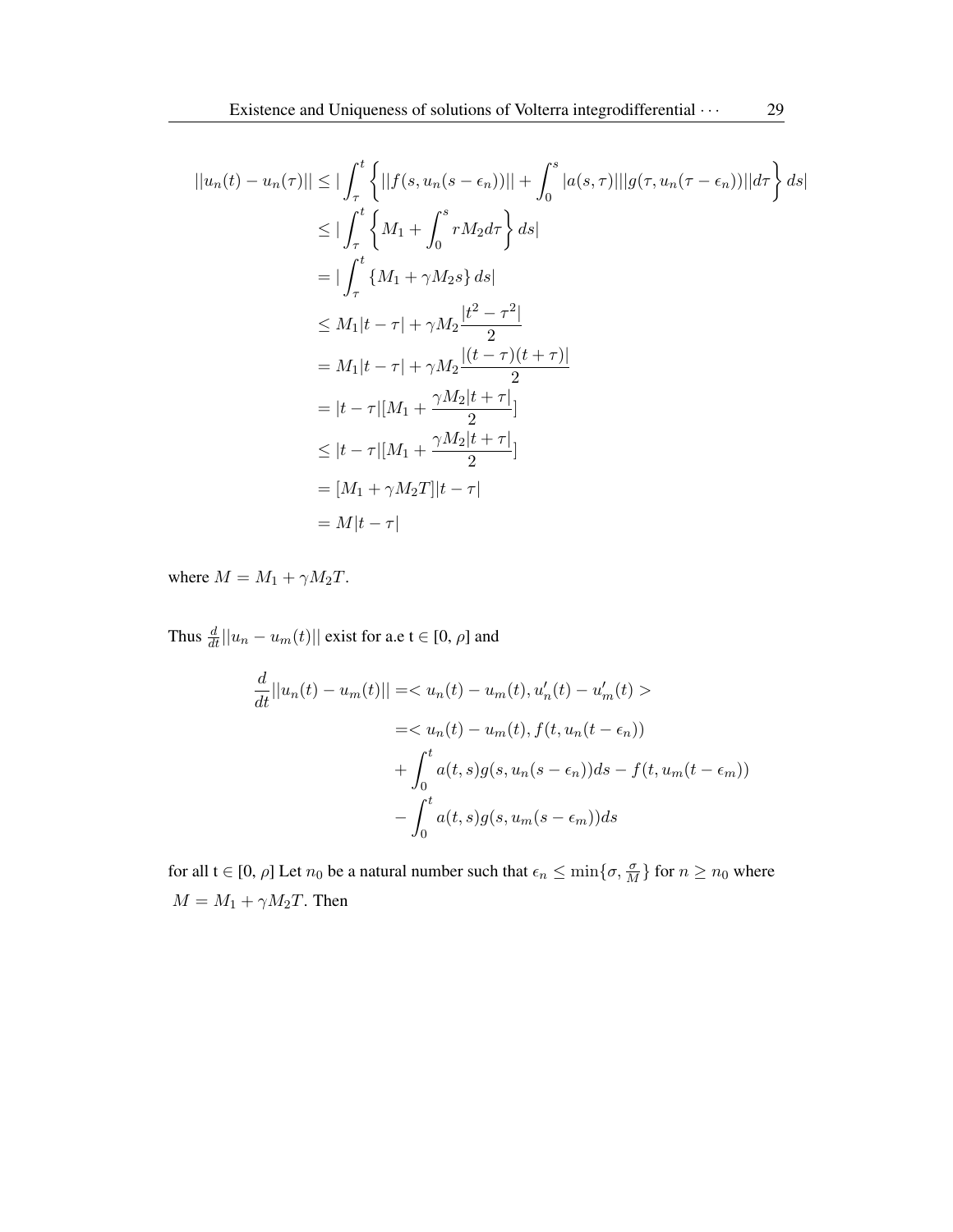$$
\begin{aligned}
||u_n(t) - u_n(\tau)|| &\leq |\int_\tau^t \left\{ ||f(s, u_n(s - \epsilon_n))|| + \int_0^s |a(s,\tau)|||g(\tau, u_n(\tau - \epsilon_n))||d\tau \right\} ds| \\
&\leq |\int_\tau^t \left\{ M_1 + \int_0^s rM_2 d\tau \right\} ds| \\
&= |\int_\tau^t \{M_1 + \gamma M_2 s\} ds| \\
&\leq M_1|t - \tau| + \gamma M_2 \frac{|t^2 - \tau^2|}{2} \\
&= M_1|t - \tau| + \gamma M_2 \frac{|(t - \tau)(t + \tau)|}{2} \\
&= |t - \tau|[M_1 + \frac{\gamma M_2 |t + \tau|}{2}] \\
&\leq |t - \tau|[M_1 + \frac{\gamma M_2 |t + \tau|}{2}] \\
&= [M_1 + \gamma M_2 T]|t - \tau| \\
&= M|t - \tau|
\end{aligned}
$$

where $M = M_1 + \gamma M_2 T$.

Thus $\frac{d}{dt}||u_n - u_m(t)||$ exist for a.e t $\in$ [0, $\rho$] and

$$
\begin{aligned}
\frac{d}{dt}||u_n(t) - u_m(t)|| &= < u_n(t) - u_m(t), u'_n(t) - u'_m(t) > \\
&= < u_n(t) - u_m(t), f(t, u_n(t - \epsilon_n)) \\
&+ \int_0^t a(t,s) g(s, u_n(s - \epsilon_n)) ds - f(t, u_m(t - \epsilon_m)) \\
&- \int_0^t a(t,s) g(s, u_m(s - \epsilon_m)) ds
\end{aligned}
$$

for all t $\in$ [0, $\rho$] Let $n_0$ be a natural number such that $\epsilon_n \leq \min\{\sigma, \frac{\sigma}{M}\}$ for $n \geq n_0$ where $M = M_1 + \gamma M_2 T$. Then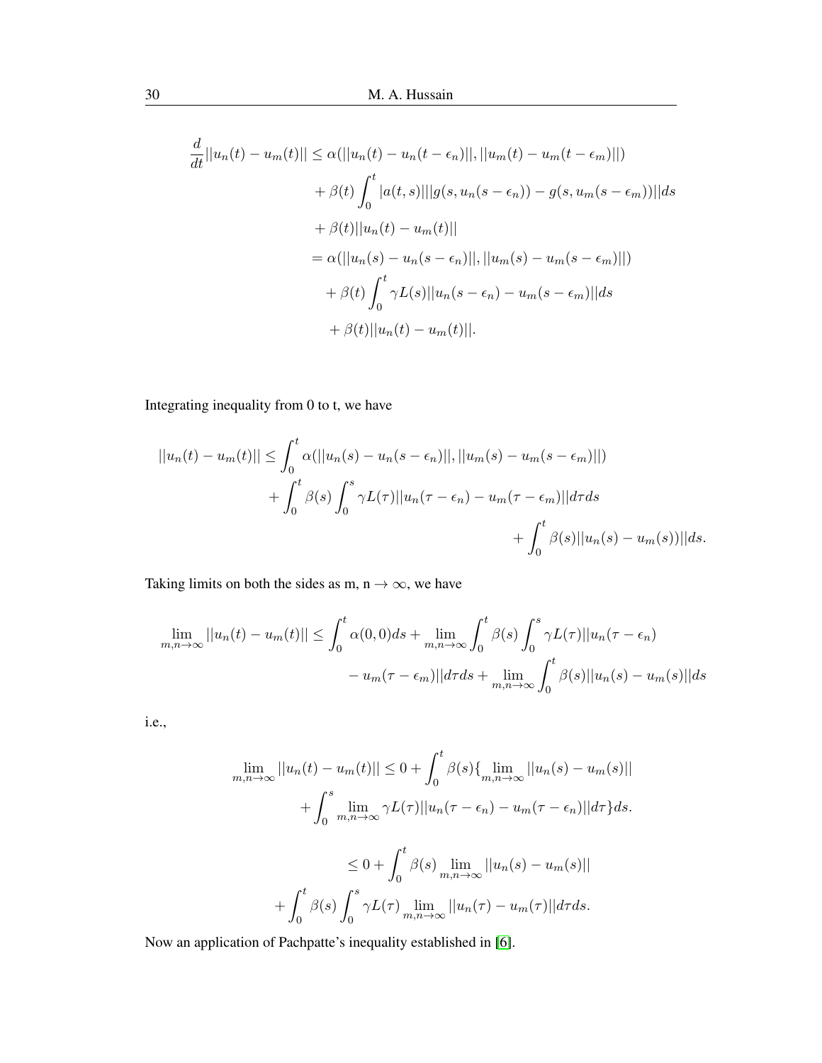$$
\begin{aligned}
\frac{d}{dt}||u_n(t) - u_m(t)|| &\leq \alpha(||u_n(t) - u_n(t-\epsilon_n)||, ||u_m(t) - u_m(t-\epsilon_m)||) \\
&\quad + \beta(t)\int_0^t |a(t,s)|||g(s, u_n(s-\epsilon_n)) - g(s, u_m(s-\epsilon_m))||ds \\
&\quad + \beta(t)||u_n(t) - u_m(t)|| \\
&= \alpha(||u_n(s) - u_n(s-\epsilon_n)||, ||u_m(s) - u_m(s-\epsilon_m)||) \\
&\quad + \beta(t)\int_0^t \gamma L(s)||u_n(s-\epsilon_n) - u_m(s-\epsilon_m)||ds \\
&\quad + \beta(t)||u_n(t) - u_m(t)||.
\end{aligned}
$$

Integrating inequality from 0 to t, we have

$$
\begin{aligned}
||u_n(t) - u_m(t)|| &\leq \int_0^t \alpha(||u_n(s) - u_n(s-\epsilon_n)||, ||u_m(s) - u_m(s-\epsilon_m)||) \\
&\quad + \int_0^t \beta(s)\int_0^s \gamma L(\tau)||u_n(\tau-\epsilon_n) - u_m(\tau-\epsilon_m)||d\tau ds \\
&\quad + \int_0^t \beta(s)||u_n(s) - u_m(s))||ds.
\end{aligned}
$$

Taking limits on both the sides as m, n $\to \infty$, we have

$$
\begin{aligned}
\lim_{m,n\to\infty}||u_n(t) - u_m(t)|| &\leq \int_0^t \alpha(0,0)ds + \lim_{m,n\to\infty}\int_0^t \beta(s)\int_0^s \gamma L(\tau)||u_n(\tau-\epsilon_n) \\
&\quad - u_m(\tau-\epsilon_m)||d\tau ds + \lim_{m,n\to\infty}\int_0^t \beta(s)||u_n(s) - u_m(s)||ds
\end{aligned}
$$

i.e.,

$$
\begin{aligned}
\lim_{m,n\to\infty}||u_n(t) - u_m(t)|| &\leq 0 + \int_0^t \beta(s)\{\lim_{m,n\to\infty}||u_n(s) - u_m(s)|| \\
&\quad + \int_0^s \lim_{m,n\to\infty}\gamma L(\tau)||u_n(\tau-\epsilon_n) - u_m(\tau-\epsilon_n)||d\tau\}ds. \\
&\leq 0 + \int_0^t \beta(s)\lim_{m,n\to\infty}||u_n(s) - u_m(s)|| \\
&\quad + \int_0^t \beta(s)\int_0^s \gamma L(\tau)\lim_{m,n\to\infty}||u_n(\tau) - u_m(\tau)||d\tau ds.
\end{aligned}
$$

Now an application of Pachpatte's inequality established in [6].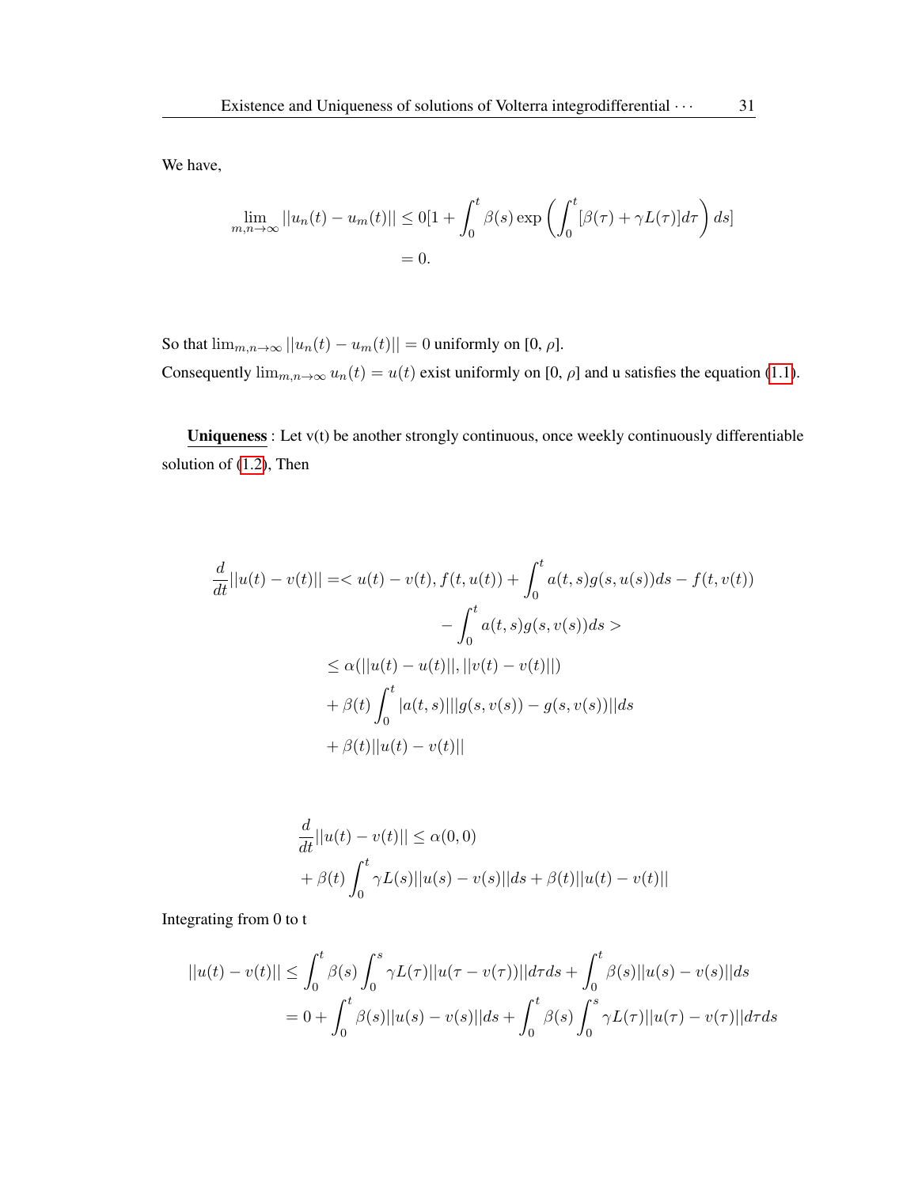We have,

$$\lim_{m,n\to\infty} ||u_n(t) - u_m(t)|| \leq 0[1 + \int_0^t \beta(s) \exp\left(\int_0^t [\beta(\tau) + \gamma L(\tau)] d\tau\right) ds]$$
$$= 0.$$

So that $\lim_{m,n\to\infty} ||u_n(t) - u_m(t)|| = 0$ uniformly on [0, $\rho$].

Consequently $\lim_{m,n\to\infty} u_n(t) = u(t)$ exist uniformly on [0, $\rho$] and u satisfies the equation (1.1).

**Uniqueness** : Let v(t) be another strongly continuous, once weekly continuously differentiable solution of (1.2), Then

$$\begin{aligned}
\frac{d}{dt}||u(t) - v(t)|| &= < u(t) - v(t), f(t, u(t)) + \int_0^t a(t,s) g(s, u(s)) ds - f(t, v(t)) \\
&\qquad - \int_0^t a(t,s) g(s, v(s)) ds > \\
&\leq \alpha(||u(t) - u(t)||, ||v(t) - v(t)||) \\
&\quad + \beta(t) \int_0^t |a(t,s)| ||g(s, v(s)) - g(s, v(s))|| ds \\
&\quad + \beta(t) ||u(t) - v(t)||
\end{aligned}$$

$$\begin{aligned}
&\frac{d}{dt}||u(t) - v(t)|| \leq \alpha(0, 0) \\
&+ \beta(t) \int_0^t \gamma L(s) ||u(s) - v(s)|| ds + \beta(t) ||u(t) - v(t)||
\end{aligned}$$

Integrating from 0 to t

$$\begin{aligned}
||u(t) - v(t)|| &\leq \int_0^t \beta(s) \int_0^s \gamma L(\tau) ||u(\tau - v(\tau))|| d\tau ds + \int_0^t \beta(s) ||u(s) - v(s)|| ds \\
&= 0 + \int_0^t \beta(s) ||u(s) - v(s)|| ds + \int_0^t \beta(s) \int_0^s \gamma L(\tau) ||u(\tau) - v(\tau)|| d\tau ds
\end{aligned}$$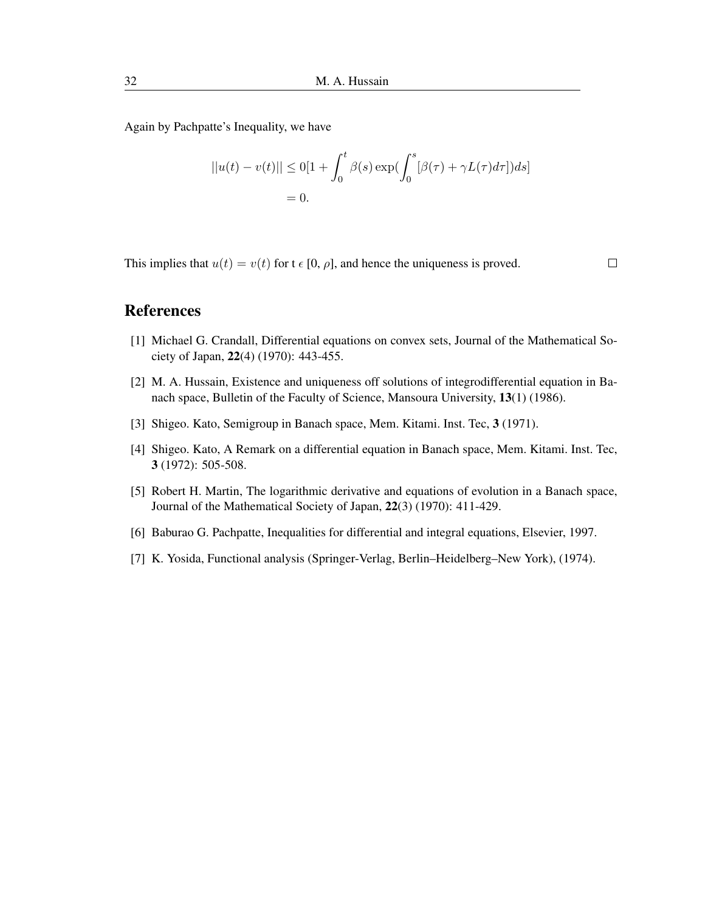Again by Pachpatte's Inequality, we have

$$
\begin{aligned}
||u(t) - v(t)|| &\leq 0[1 + \int_0^t \beta(s) \exp(\int_0^s [\beta(\tau) + \gamma L(\tau) d\tau]) ds] \\
&= 0.
\end{aligned}
$$

This implies that $u(t) = v(t)$ for t $\epsilon$ [0, $\rho$], and hence the uniqueness is proved. □

## References

[1] Michael G. Crandall, Differential equations on convex sets, Journal of the Mathematical Society of Japan, **22**(4) (1970): 443-455.

[2] M. A. Hussain, Existence and uniqueness off solutions of integrodifferential equation in Banach space, Bulletin of the Faculty of Science, Mansoura University, **13**(1) (1986).

[3] Shigeo. Kato, Semigroup in Banach space, Mem. Kitami. Inst. Tec, **3** (1971).

[4] Shigeo. Kato, A Remark on a differential equation in Banach space, Mem. Kitami. Inst. Tec, **3** (1972): 505-508.

[5] Robert H. Martin, The logarithmic derivative and equations of evolution in a Banach space, Journal of the Mathematical Society of Japan, **22**(3) (1970): 411-429.

[6] Baburao G. Pachpatte, Inequalities for differential and integral equations, Elsevier, 1997.

[7] K. Yosida, Functional analysis (Springer-Verlag, Berlin–Heidelberg–New York), (1974).